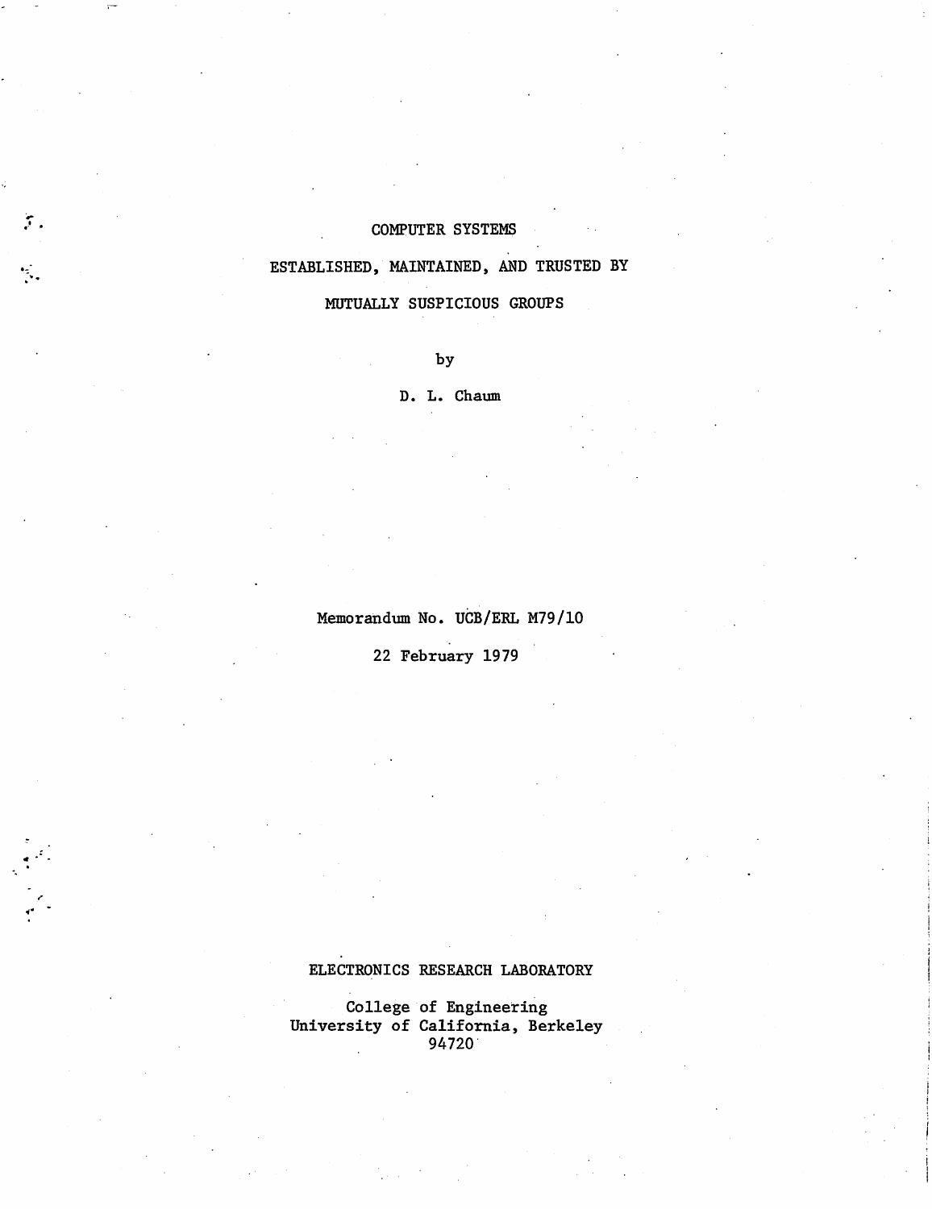# COMPUTER SYSTEMS

# ESTABLISHED, MAINTAINED, AND TRUSTED BY

# MUTUALLY SUSPICIOUS GROUPS

by

D. L. Chaum

Memorandum No. UCB/ERL M79/10

22 February 1979

ELECTRONICS RESEARCH LABORATORY

College of Engineering
University of California, Berkeley
94720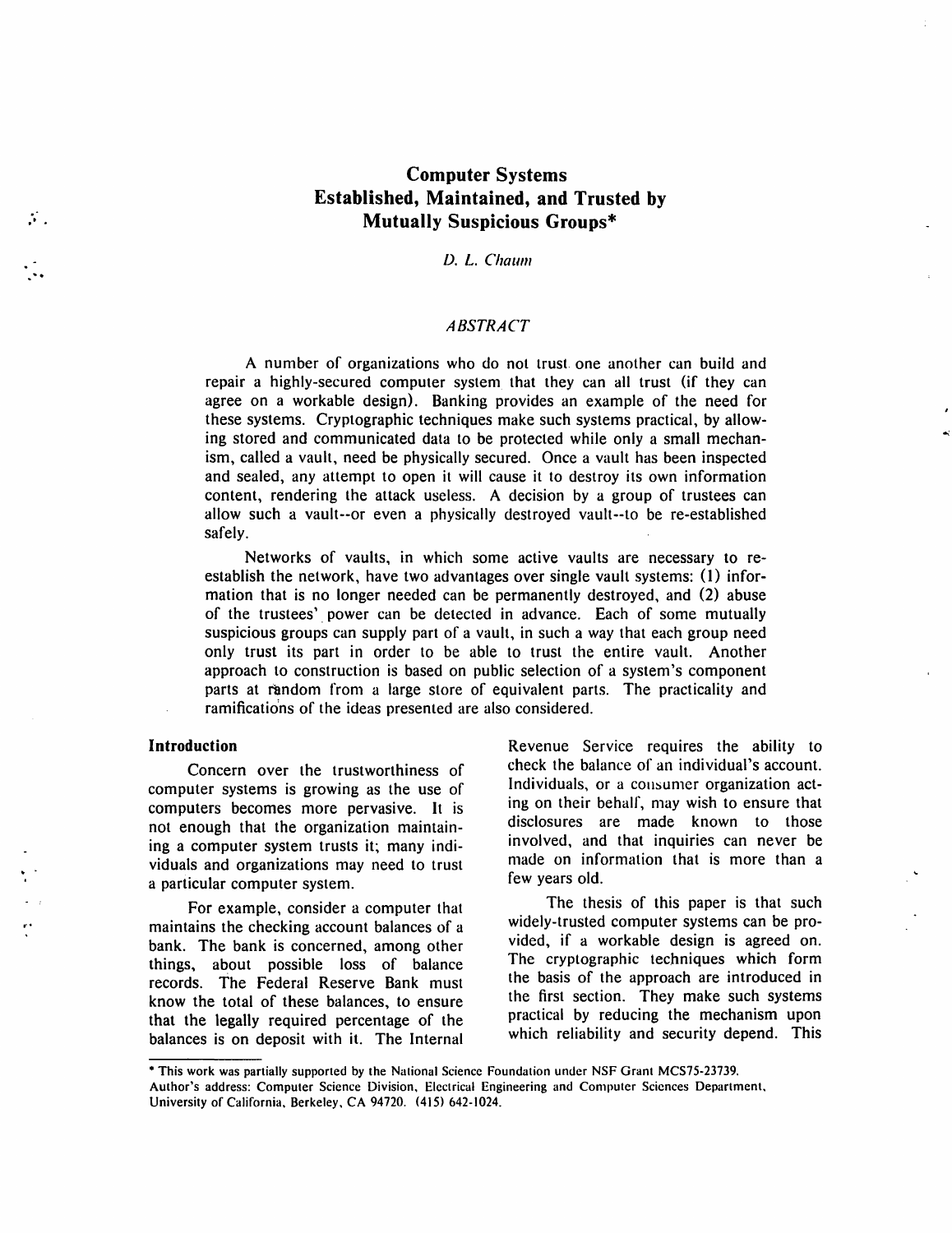# Computer Systems Established, Maintained, and Trusted by Mutually Suspicious Groups*

*D. L. Chaum*

## *ABSTRACT*

A number of organizations who do not trust one another can build and repair a highly-secured computer system that they can all trust (if they can agree on a workable design). Banking provides an example of the need for these systems. Cryptographic techniques make such systems practical, by allowing stored and communicated data to be protected while only a small mechanism, called a vault, need be physically secured. Once a vault has been inspected and sealed, any attempt to open it will cause it to destroy its own information content, rendering the attack useless. A decision by a group of trustees can allow such a vault--or even a physically destroyed vault--to be re-established safely.

Networks of vaults, in which some active vaults are necessary to re-establish the network, have two advantages over single vault systems: (1) information that is no longer needed can be permanently destroyed, and (2) abuse of the trustees' power can be detected in advance. Each of some mutually suspicious groups can supply part of a vault, in such a way that each group need only trust its part in order to be able to trust the entire vault. Another approach to construction is based on public selection of a system's component parts at random from a large store of equivalent parts. The practicality and ramifications of the ideas presented are also considered.

## Introduction

Concern over the trustworthiness of computer systems is growing as the use of computers becomes more pervasive. It is not enough that the organization maintaining a computer system trusts it; many individuals and organizations may need to trust a particular computer system.

For example, consider a computer that maintains the checking account balances of a bank. The bank is concerned, among other things, about possible loss of balance records. The Federal Reserve Bank must know the total of these balances, to ensure that the legally required percentage of the balances is on deposit with it. The Internal Revenue Service requires the ability to check the balance of an individual's account. Individuals, or a consumer organization acting on their behalf, may wish to ensure that disclosures are made known to those involved, and that inquiries can never be made on information that is more than a few years old.

The thesis of this paper is that such widely-trusted computer systems can be provided, if a workable design is agreed on. The cryptographic techniques which form the basis of the approach are introduced in the first section. They make such systems practical by reducing the mechanism upon which reliability and security depend. This

---

\* This work was partially supported by the National Science Foundation under NSF Grant MCS75-23739.
Author's address: Computer Science Division, Electrical Engineering and Computer Sciences Department, University of California, Berkeley, CA 94720. (415) 642-1024.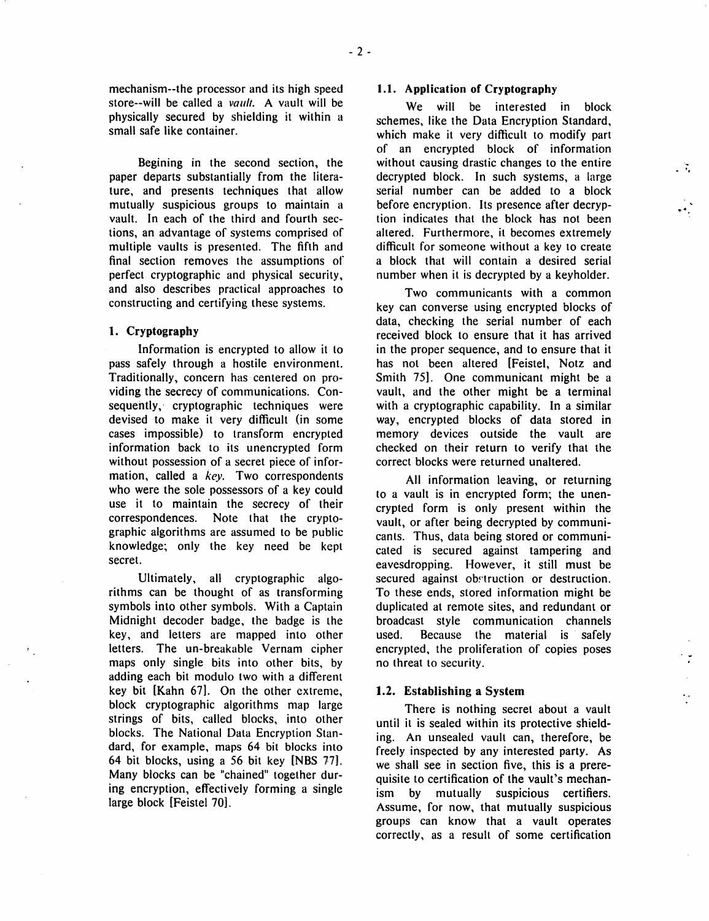mechanism--the processor and its high speed store--will be called a *vault*. A vault will be physically secured by shielding it within a small safe like container.

Begining in the second section, the paper departs substantially from the literature, and presents techniques that allow mutually suspicious groups to maintain a vault. In each of the third and fourth sections, an advantage of systems comprised of multiple vaults is presented. The fifth and final section removes the assumptions of perfect cryptographic and physical security, and also describes practical approaches to constructing and certifying these systems.

## 1. Cryptography

Information is encrypted to allow it to pass safely through a hostile environment. Traditionally, concern has centered on providing the secrecy of communications. Consequently, cryptographic techniques were devised to make it very difficult (in some cases impossible) to transform encrypted information back to its unencrypted form without possession of a secret piece of information, called a *key*. Two correspondents who were the sole possessors of a key could use it to maintain the secrecy of their correspondences. Note that the cryptographic algorithms are assumed to be public knowledge; only the key need be kept secret.

Ultimately, all cryptographic algorithms can be thought of as transforming symbols into other symbols. With a Captain Midnight decoder badge, the badge is the key, and letters are mapped into other letters. The un-breakable Vernam cipher maps only single bits into other bits, by adding each bit modulo two with a different key bit [Kahn 67]. On the other extreme, block cryptographic algorithms map large strings of bits, called blocks, into other blocks. The National Data Encryption Standard, for example, maps 64 bit blocks into 64 bit blocks, using a 56 bit key [NBS 77]. Many blocks can be "chained" together during encryption, effectively forming a single large block [Feistel 70].

### 1.1. Application of Cryptography

We will be interested in block schemes, like the Data Encryption Standard, which make it very difficult to modify part of an encrypted block of information without causing drastic changes to the entire decrypted block. In such systems, a large serial number can be added to a block before encryption. Its presence after decryption indicates that the block has not been altered. Furthermore, it becomes extremely difficult for someone without a key to create a block that will contain a desired serial number when it is decrypted by a keyholder.

Two communicants with a common key can converse using encrypted blocks of data, checking the serial number of each received block to ensure that it has arrived in the proper sequence, and to ensure that it has not been altered [Feistel, Notz and Smith 75]. One communicant might be a vault, and the other might be a terminal with a cryptographic capability. In a similar way, encrypted blocks of data stored in memory devices outside the vault are checked on their return to verify that the correct blocks were returned unaltered.

All information leaving, or returning to a vault is in encrypted form; the unencrypted form is only present within the vault, or after being decrypted by communicants. Thus, data being stored or communicated is secured against tampering and eavesdropping. However, it still must be secured against obstruction or destruction. To these ends, stored information might be duplicated at remote sites, and redundant or broadcast style communication channels used. Because the material is safely encrypted, the proliferation of copies poses no threat to security.

### 1.2. Establishing a System

There is nothing secret about a vault until it is sealed within its protective shielding. An unsealed vault can, therefore, be freely inspected by any interested party. As we shall see in section five, this is a prerequisite to certification of the vault's mechanism by mutually suspicious certifiers. Assume, for now, that mutually suspicious groups can know that a vault operates correctly, as a result of some certification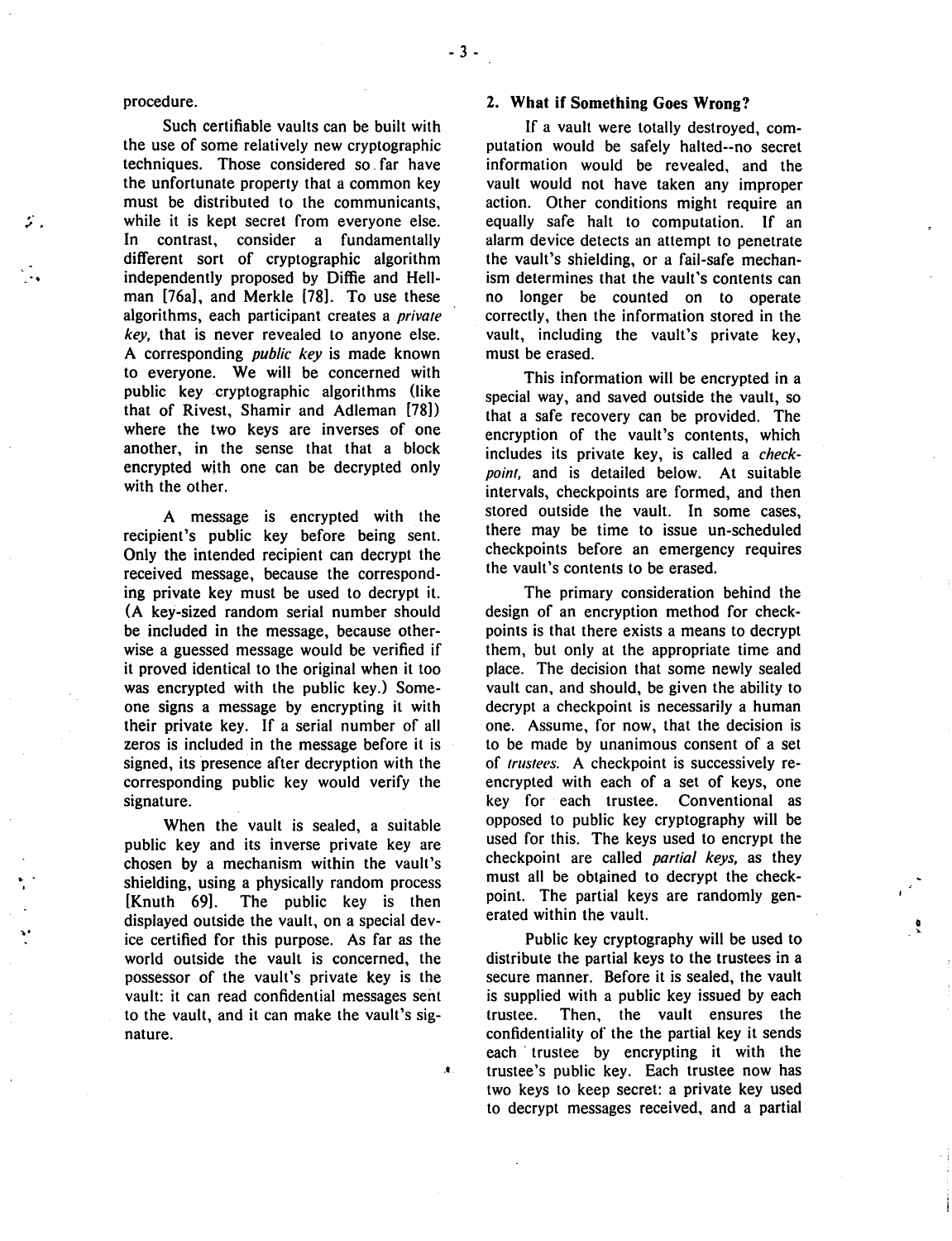procedure.

Such certifiable vaults can be built with the use of some relatively new cryptographic techniques. Those considered so far have the unfortunate property that a common key must be distributed to the communicants, while it is kept secret from everyone else. In contrast, consider a fundamentally different sort of cryptographic algorithm independently proposed by Diffie and Hellman [76a], and Merkle [78]. To use these algorithms, each participant creates a *private key,* that is never revealed to anyone else. A corresponding *public key* is made known to everyone. We will be concerned with public key cryptographic algorithms (like that of Rivest, Shamir and Adleman [78]) where the two keys are inverses of one another, in the sense that that a block encrypted with one can be decrypted only with the other.

A message is encrypted with the recipient's public key before being sent. Only the intended recipient can decrypt the received message, because the corresponding private key must be used to decrypt it. (A key-sized random serial number should be included in the message, because otherwise a guessed message would be verified if it proved identical to the original when it too was encrypted with the public key.) Someone signs a message by encrypting it with their private key. If a serial number of all zeros is included in the message before it is signed, its presence after decryption with the corresponding public key would verify the signature.

When the vault is sealed, a suitable public key and its inverse private key are chosen by a mechanism within the vault's shielding, using a physically random process [Knuth 69]. The public key is then displayed outside the vault, on a special device certified for this purpose. As far as the world outside the vault is concerned, the possessor of the vault's private key is the vault: it can read confidential messages sent to the vault, and it can make the vault's signature.

## 2. What if Something Goes Wrong?

If a vault were totally destroyed, computation would be safely halted--no secret information would be revealed, and the vault would not have taken any improper action. Other conditions might require an equally safe halt to computation. If an alarm device detects an attempt to penetrate the vault's shielding, or a fail-safe mechanism determines that the vault's contents can no longer be counted on to operate correctly, then the information stored in the vault, including the vault's private key, must be erased.

This information will be encrypted in a special way, and saved outside the vault, so that a safe recovery can be provided. The encryption of the vault's contents, which includes its private key, is called a *checkpoint,* and is detailed below. At suitable intervals, checkpoints are formed, and then stored outside the vault. In some cases, there may be time to issue un-scheduled checkpoints before an emergency requires the vault's contents to be erased.

The primary consideration behind the design of an encryption method for checkpoints is that there exists a means to decrypt them, but only at the appropriate time and place. The decision that some newly sealed vault can, and should, be given the ability to decrypt a checkpoint is necessarily a human one. Assume, for now, that the decision is to be made by unanimous consent of a set of *trustees.* A checkpoint is successively re-encrypted with each of a set of keys, one key for each trustee. Conventional as opposed to public key cryptography will be used for this. The keys used to encrypt the checkpoint are called *partial keys,* as they must all be obtained to decrypt the checkpoint. The partial keys are randomly generated within the vault.

Public key cryptography will be used to distribute the partial keys to the trustees in a secure manner. Before it is sealed, the vault is supplied with a public key issued by each trustee. Then, the vault ensures the confidentiality of the the partial key it sends each trustee by encrypting it with the trustee's public key. Each trustee now has two keys to keep secret: a private key used to decrypt messages received, and a partial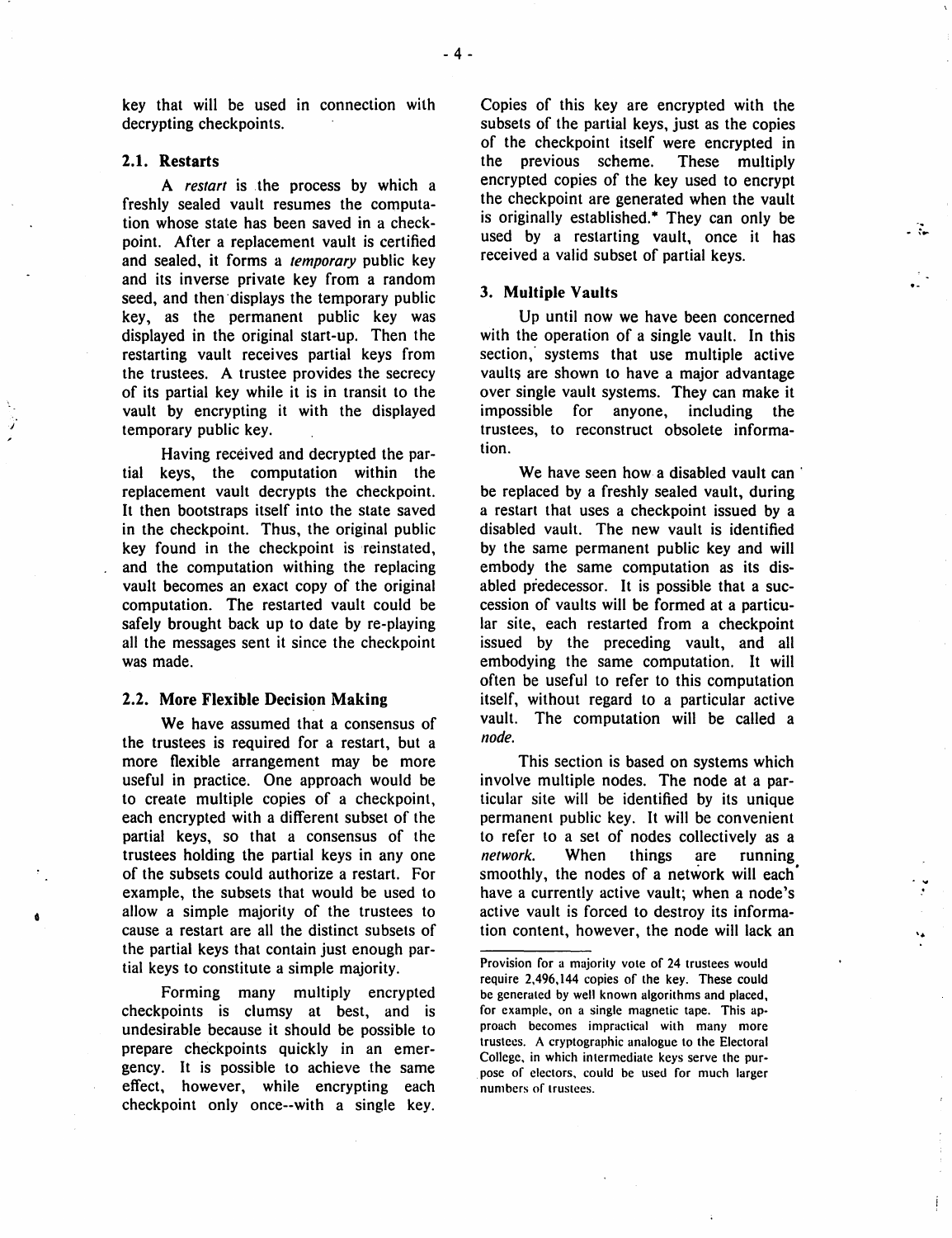key that will be used in connection with decrypting checkpoints.

### 2.1. Restarts

A *restart* is the process by which a freshly sealed vault resumes the computation whose state has been saved in a checkpoint. After a replacement vault is certified and sealed, it forms a *temporary* public key and its inverse private key from a random seed, and then displays the temporary public key, as the permanent public key was displayed in the original start-up. Then the restarting vault receives partial keys from the trustees. A trustee provides the secrecy of its partial key while it is in transit to the vault by encrypting it with the displayed temporary public key.

Having received and decrypted the partial keys, the computation within the replacement vault decrypts the checkpoint. It then bootstraps itself into the state saved in the checkpoint. Thus, the original public key found in the checkpoint is reinstated, and the computation withing the replacing vault becomes an exact copy of the original computation. The restarted vault could be safely brought back up to date by re-playing all the messages sent it since the checkpoint was made.

### 2.2. More Flexible Decision Making

We have assumed that a consensus of the trustees is required for a restart, but a more flexible arrangement may be more useful in practice. One approach would be to create multiple copies of a checkpoint, each encrypted with a different subset of the partial keys, so that a consensus of the trustees holding the partial keys in any one of the subsets could authorize a restart. For example, the subsets that would be used to allow a simple majority of the trustees to cause a restart are all the distinct subsets of the partial keys that contain just enough partial keys to constitute a simple majority.

Forming many multiply encrypted checkpoints is clumsy at best, and is undesirable because it should be possible to prepare checkpoints quickly in an emergency. It is possible to achieve the same effect, however, while encrypting each checkpoint only once--with a single key. Copies of this key are encrypted with the subsets of the partial keys, just as the copies of the checkpoint itself were encrypted in the previous scheme. These multiply encrypted copies of the key used to encrypt the checkpoint are generated when the vault is originally established.* They can only be used by a restarting vault, once it has received a valid subset of partial keys.

## 3. Multiple Vaults

Up until now we have been concerned with the operation of a single vault. In this section, systems that use multiple active vaults are shown to have a major advantage over single vault systems. They can make it impossible for anyone, including the trustees, to reconstruct obsolete information.

We have seen how a disabled vault can be replaced by a freshly sealed vault, during a restart that uses a checkpoint issued by a disabled vault. The new vault is identified by the same permanent public key and will embody the same computation as its disabled predecessor. It is possible that a succession of vaults will be formed at a particular site, each restarted from a checkpoint issued by the preceding vault, and all embodying the same computation. It will often be useful to refer to this computation itself, without regard to a particular active vault. The computation will be called a *node*.

This section is based on systems which involve multiple nodes. The node at a particular site will be identified by its unique permanent public key. It will be convenient to refer to a set of nodes collectively as a *network*. When things are running smoothly, the nodes of a network will each have a currently active vault; when a node's active vault is forced to destroy its information content, however, the node will lack an

---

* Provision for a majority vote of 24 trustees would require 2,496,144 copies of the key. These could be generated by well known algorithms and placed, for example, on a single magnetic tape. This approach becomes impractical with many more trustees. A cryptographic analogue to the Electoral College, in which intermediate keys serve the purpose of electors, could be used for much larger numbers of trustees.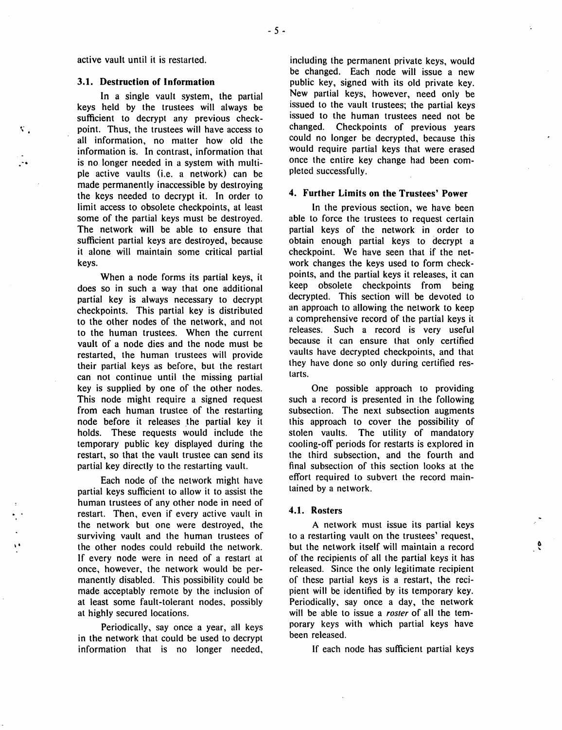active vault until it is restarted.

### 3.1. Destruction of Information

In a single vault system, the partial keys held by the trustees will always be sufficient to decrypt any previous checkpoint. Thus, the trustees will have access to all information, no matter how old the information is. In contrast, information that is no longer needed in a system with multiple active vaults (i.e. a network) can be made permanently inaccessible by destroying the keys needed to decrypt it. In order to limit access to obsolete checkpoints, at least some of the partial keys must be destroyed. The network will be able to ensure that sufficient partial keys are destroyed, because it alone will maintain some critical partial keys.

When a node forms its partial keys, it does so in such a way that one additional partial key is always necessary to decrypt checkpoints. This partial key is distributed to the other nodes of the network, and not to the human trustees. When the current vault of a node dies and the node must be restarted, the human trustees will provide their partial keys as before, but the restart can not continue until the missing partial key is supplied by one of the other nodes. This node might require a signed request from each human trustee of the restarting node before it releases the partial key it holds. These requests would include the temporary public key displayed during the restart, so that the vault trustee can send its partial key directly to the restarting vault.

Each node of the network might have partial keys sufficient to allow it to assist the human trustees of any other node in need of restart. Then, even if every active vault in the network but one were destroyed, the surviving vault and the human trustees of the other nodes could rebuild the network. If every node were in need of a restart at once, however, the network would be permanently disabled. This possibility could be made acceptably remote by the inclusion of at least some fault-tolerant nodes, possibly at highly secured locations.

Periodically, say once a year, all keys in the network that could be used to decrypt information that is no longer needed, including the permanent private keys, would be changed. Each node will issue a new public key, signed with its old private key. New partial keys, however, need only be issued to the vault trustees; the partial keys issued to the human trustees need not be changed. Checkpoints of previous years could no longer be decrypted, because this would require partial keys that were erased once the entire key change had been completed successfully.

## 4. Further Limits on the Trustees' Power

In the previous section, we have been able to force the trustees to request certain partial keys of the network in order to obtain enough partial keys to decrypt a checkpoint. We have seen that if the network changes the keys used to form checkpoints, and the partial keys it releases, it can keep obsolete checkpoints from being decrypted. This section will be devoted to an approach to allowing the network to keep a comprehensive record of the partial keys it releases. Such a record is very useful because it can ensure that only certified vaults have decrypted checkpoints, and that they have done so only during certified restarts.

One possible approach to providing such a record is presented in the following subsection. The next subsection augments this approach to cover the possibility of stolen vaults. The utility of mandatory cooling-off periods for restarts is explored in the third subsection, and the fourth and final subsection of this section looks at the effort required to subvert the record maintained by a network.

### 4.1. Rosters

A network must issue its partial keys to a restarting vault on the trustees' request, but the network itself will maintain a record of the recipients of all the partial keys it has released. Since the only legitimate recipient of these partial keys is a restart, the recipient will be identified by its temporary key. Periodically, say once a day, the network will be able to issue a *roster* of all the temporary keys with which partial keys have been released.

If each node has sufficient partial keys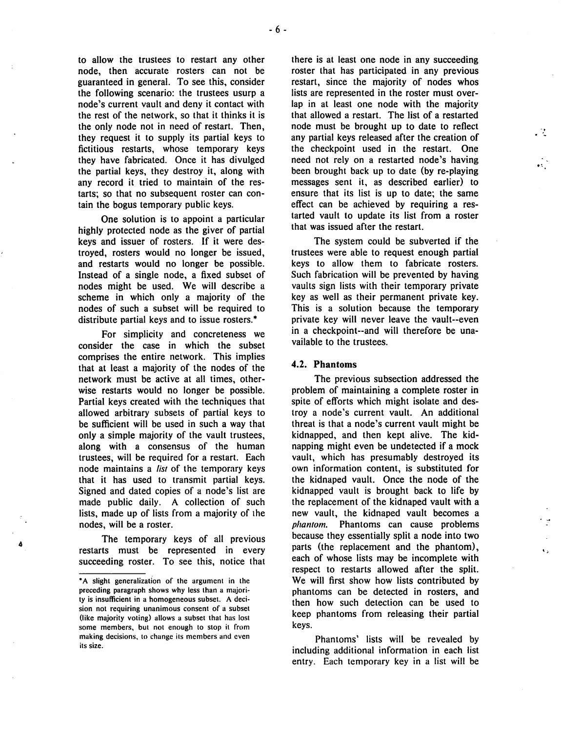to allow the trustees to restart any other node, then accurate rosters can not be guaranteed in general. To see this, consider the following scenario: the trustees usurp a node's current vault and deny it contact with the rest of the network, so that it thinks it is the only node not in need of restart. Then, they request it to supply its partial keys to fictitious restarts, whose temporary keys they have fabricated. Once it has divulged the partial keys, they destroy it, along with any record it tried to maintain of the restarts; so that no subsequent roster can contain the bogus temporary public keys.

One solution is to appoint a particular highly protected node as the giver of partial keys and issuer of rosters. If it were destroyed, rosters would no longer be issued, and restarts would no longer be possible. Instead of a single node, a fixed subset of nodes might be used. We will describe a scheme in which only a majority of the nodes of such a subset will be required to distribute partial keys and to issue rosters.*

For simplicity and concreteness we consider the case in which the subset comprises the entire network. This implies that at least a majority of the nodes of the network must be active at all times, otherwise restarts would no longer be possible. Partial keys created with the techniques that allowed arbitrary subsets of partial keys to be sufficient will be used in such a way that only a simple majority of the vault trustees, along with a consensus of the human trustees, will be required for a restart. Each node maintains a *list* of the temporary keys that it has used to transmit partial keys. Signed and dated copies of a node's list are made public daily. A collection of such lists, made up of lists from a majority of the nodes, will be a roster.

The temporary keys of all previous restarts must be represented in every succeeding roster. To see this, notice that there is at least one node in any succeeding roster that has participated in any previous restart, since the majority of nodes whos lists are represented in the roster must overlap in at least one node with the majority that allowed a restart. The list of a restarted node must be brought up to date to reflect any partial keys released after the creation of the checkpoint used in the restart. One need not rely on a restarted node's having been brought back up to date (by re-playing messages sent it, as described earlier) to ensure that its list is up to date; the same effect can be achieved by requiring a restarted vault to update its list from a roster that was issued after the restart.

The system could be subverted if the trustees were able to request enough partial keys to allow them to fabricate rosters. Such fabrication will be prevented by having vaults sign lists with their temporary private key as well as their permanent private key. This is a solution because the temporary private key will never leave the vault--even in a checkpoint--and will therefore be unavailable to the trustees.

### 4.2. Phantoms

The previous subsection addressed the problem of maintaining a complete roster in spite of efforts which might isolate and destroy a node's current vault. An additional threat is that a node's current vault might be kidnapped, and then kept alive. The kidnapping might even be undetected if a mock vault, which has presumably destroyed its own information content, is substituted for the kidnaped vault. Once the node of the kidnapped vault is brought back to life by the replacement of the kidnaped vault with a new vault, the kidnaped vault becomes a *phantom*. Phantoms can cause problems because they essentially split a node into two parts (the replacement and the phantom), each of whose lists may be incomplete with respect to restarts allowed after the split. We will first show how lists contributed by phantoms can be detected in rosters, and then how such detection can be used to keep phantoms from releasing their partial keys.

Phantoms' lists will be revealed by including additional information in each list entry. Each temporary key in a list will be

*A slight generalization of the argument in the preceding paragraph shows why less than a majority is insufficient in a homogeneous subset. A decision not requiring unanimous consent of a subset (like majority voting) allows a subset that has lost some members, but not enough to stop it from making decisions, to change its members and even its size.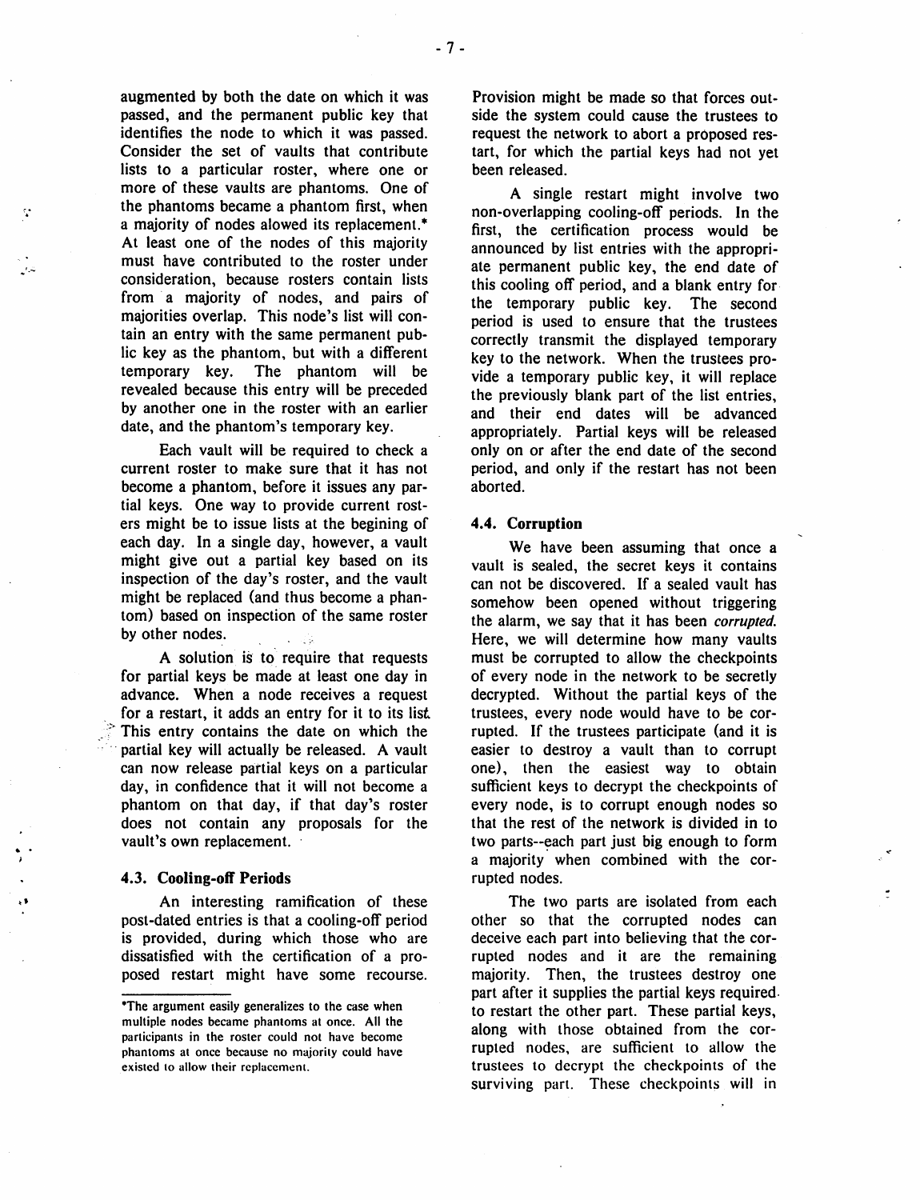augmented by both the date on which it was passed, and the permanent public key that identifies the node to which it was passed. Consider the set of vaults that contribute lists to a particular roster, where one or more of these vaults are phantoms. One of the phantoms became a phantom first, when a majority of nodes alowed its replacement.* At least one of the nodes of this majority must have contributed to the roster under consideration, because rosters contain lists from a majority of nodes, and pairs of majorities overlap. This node's list will contain an entry with the same permanent public key as the phantom, but with a different temporary key. The phantom will be revealed because this entry will be preceded by another one in the roster with an earlier date, and the phantom's temporary key.

Each vault will be required to check a current roster to make sure that it has not become a phantom, before it issues any partial keys. One way to provide current rosters might be to issue lists at the begining of each day. In a single day, however, a vault might give out a partial key based on its inspection of the day's roster, and the vault might be replaced (and thus become a phantom) based on inspection of the same roster by other nodes.

A solution is to require that requests for partial keys be made at least one day in advance. When a node receives a request for a restart, it adds an entry for it to its list. This entry contains the date on which the partial key will actually be released. A vault can now release partial keys on a particular day, in confidence that it will not become a phantom on that day, if that day's roster does not contain any proposals for the vault's own replacement.

*The argument easily generalizes to the case when multiple nodes became phantoms at once. All the participants in the roster could not have become phantoms at once because no majority could have existed to allow their replacement.

### 4.3. Cooling-off Periods

An interesting ramification of these post-dated entries is that a cooling-off period is provided, during which those who are dissatisfied with the certification of a proposed restart might have some recourse. Provision might be made so that forces outside the system could cause the trustees to request the network to abort a proposed restart, for which the partial keys had not yet been released.

A single restart might involve two non-overlapping cooling-off periods. In the first, the certification process would be announced by list entries with the appropriate permanent public key, the end date of this cooling off period, and a blank entry for the temporary public key. The second period is used to ensure that the trustees correctly transmit the displayed temporary key to the network. When the trustees provide a temporary public key, it will replace the previously blank part of the list entries, and their end dates will be advanced appropriately. Partial keys will be released only on or after the end date of the second period, and only if the restart has not been aborted.

### 4.4. Corruption

We have been assuming that once a vault is sealed, the secret keys it contains can not be discovered. If a sealed vault has somehow been opened without triggering the alarm, we say that it has been *corrupted.* Here, we will determine how many vaults must be corrupted to allow the checkpoints of every node in the network to be secretly decrypted. Without the partial keys of the trustees, every node would have to be corrupted. If the trustees participate (and it is easier to destroy a vault than to corrupt one), then the easiest way to obtain sufficient keys to decrypt the checkpoints of every node, is to corrupt enough nodes so that the rest of the network is divided in to two parts--each part just big enough to form a majority when combined with the corrupted nodes.

The two parts are isolated from each other so that the corrupted nodes can deceive each part into believing that the corrupted nodes and it are the remaining majority. Then, the trustees destroy one part after it supplies the partial keys required to restart the other part. These partial keys, along with those obtained from the corrupted nodes, are sufficient to allow the trustees to decrypt the checkpoints of the surviving part. These checkpoints will in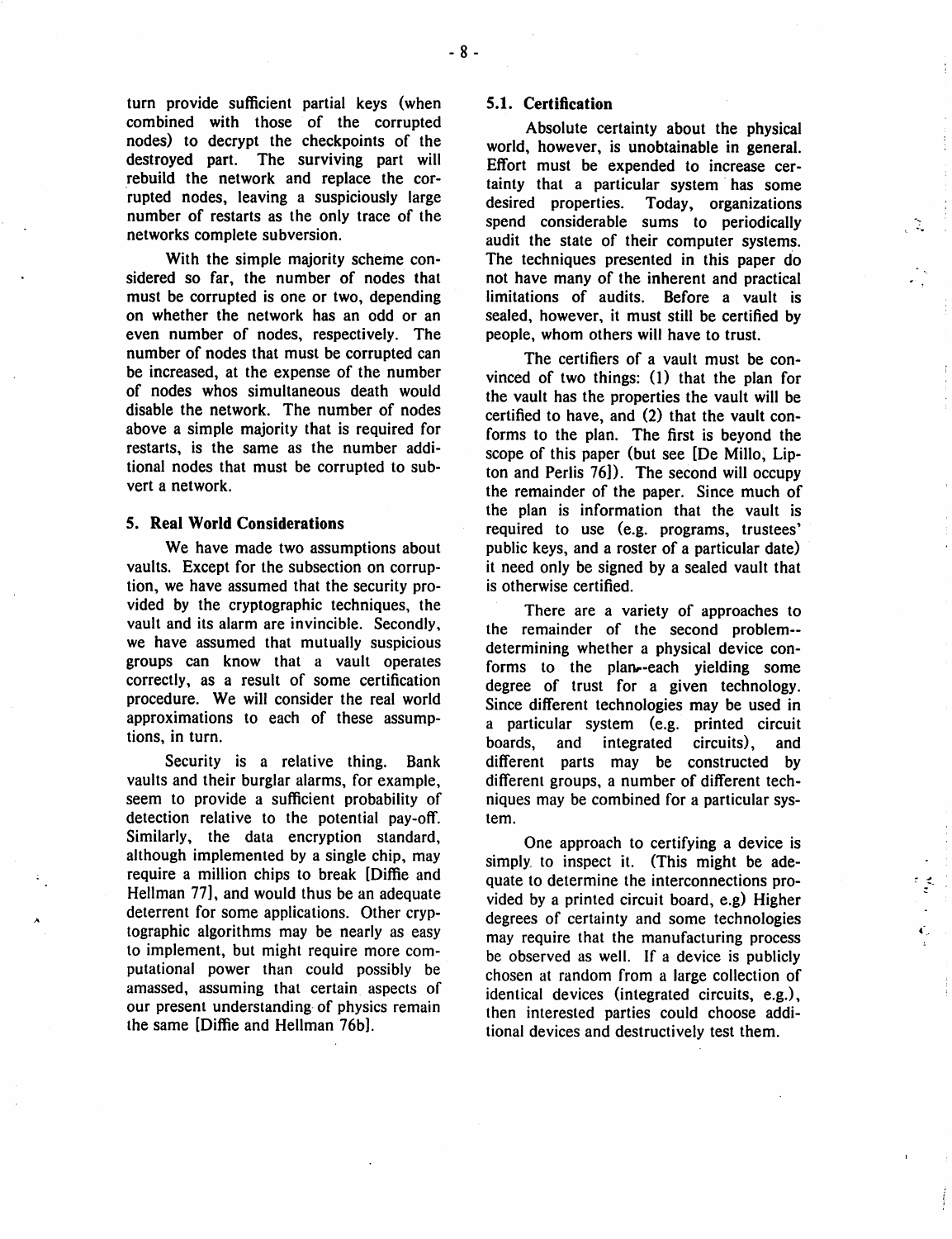turn provide sufficient partial keys (when combined with those of the corrupted nodes) to decrypt the checkpoints of the destroyed part. The surviving part will rebuild the network and replace the corrupted nodes, leaving a suspiciously large number of restarts as the only trace of the networks complete subversion.

With the simple majority scheme considered so far, the number of nodes that must be corrupted is one or two, depending on whether the network has an odd or an even number of nodes, respectively. The number of nodes that must be corrupted can be increased, at the expense of the number of nodes whos simultaneous death would disable the network. The number of nodes above a simple majority that is required for restarts, is the same as the number additional nodes that must be corrupted to subvert a network.

## 5. Real World Considerations

We have made two assumptions about vaults. Except for the subsection on corruption, we have assumed that the security provided by the cryptographic techniques, the vault and its alarm are invincible. Secondly, we have assumed that mutually suspicious groups can know that a vault operates correctly, as a result of some certification procedure. We will consider the real world approximations to each of these assumptions, in turn.

Security is a relative thing. Bank vaults and their burglar alarms, for example, seem to provide a sufficient probability of detection relative to the potential pay-off. Similarly, the data encryption standard, although implemented by a single chip, may require a million chips to break [Diffie and Hellman 77], and would thus be an adequate deterrent for some applications. Other cryptographic algorithms may be nearly as easy to implement, but might require more computational power than could possibly be amassed, assuming that certain aspects of our present understanding of physics remain the same [Diffie and Hellman 76b].

### 5.1. Certification

Absolute certainty about the physical world, however, is unobtainable in general. Effort must be expended to increase certainty that a particular system has some desired properties. Today, organizations spend considerable sums to periodically audit the state of their computer systems. The techniques presented in this paper do not have many of the inherent and practical limitations of audits. Before a vault is sealed, however, it must still be certified by people, whom others will have to trust.

The certifiers of a vault must be convinced of two things: (1) that the plan for the vault has the properties the vault will be certified to have, and (2) that the vault conforms to the plan. The first is beyond the scope of this paper (but see [De Millo, Lipton and Perlis 76]). The second will occupy the remainder of the paper. Since much of the plan is information that the vault is required to use (e.g. programs, trustees' public keys, and a roster of a particular date) it need only be signed by a sealed vault that is otherwise certified.

There are a variety of approaches to the remainder of the second problem--determining whether a physical device conforms to the plan--each yielding some degree of trust for a given technology. Since different technologies may be used in a particular system (e.g. printed circuit boards, and integrated circuits), and different parts may be constructed by different groups, a number of different techniques may be combined for a particular system.

One approach to certifying a device is simply to inspect it. (This might be adequate to determine the interconnections provided by a printed circuit board, e.g) Higher degrees of certainty and some technologies may require that the manufacturing process be observed as well. If a device is publicly chosen at random from a large collection of identical devices (integrated circuits, e.g.), then interested parties could choose additional devices and destructively test them.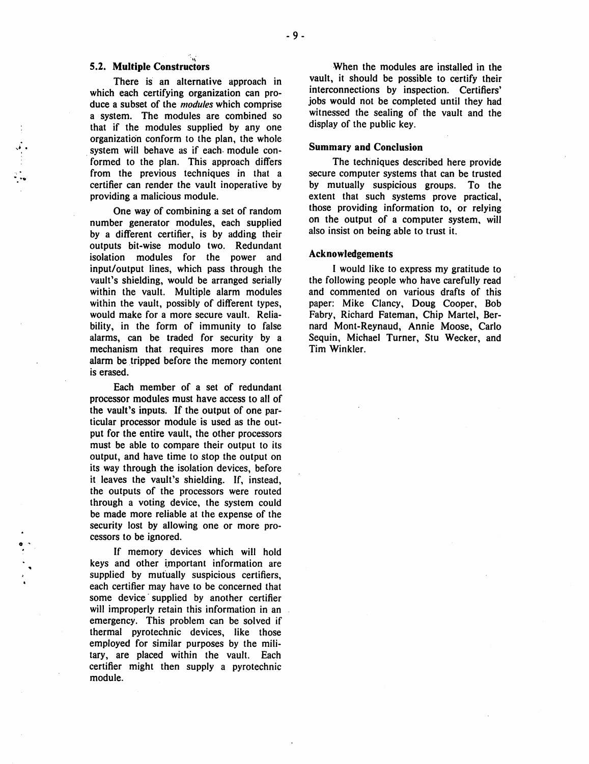### 5.2. Multiple Constructors

There is an alternative approach in which each certifying organization can produce a subset of the *modules* which comprise a system. The modules are combined so that if the modules supplied by any one organization conform to the plan, the whole system will behave as if each module conformed to the plan. This approach differs from the previous techniques in that a certifier can render the vault inoperative by providing a malicious module.

One way of combining a set of random number generator modules, each supplied by a different certifier, is by adding their outputs bit-wise modulo two. Redundant isolation modules for the power and input/output lines, which pass through the vault's shielding, would be arranged serially within the vault. Multiple alarm modules within the vault, possibly of different types, would make for a more secure vault. Reliability, in the form of immunity to false alarms, can be traded for security by a mechanism that requires more than one alarm be tripped before the memory content is erased.

Each member of a set of redundant processor modules must have access to all of the vault's inputs. If the output of one particular processor module is used as the output for the entire vault, the other processors must be able to compare their output to its output, and have time to stop the output on its way through the isolation devices, before it leaves the vault's shielding. If, instead, the outputs of the processors were routed through a voting device, the system could be made more reliable at the expense of the security lost by allowing one or more processors to be ignored.

If memory devices which will hold keys and other important information are supplied by mutually suspicious certifiers, each certifier may have to be concerned that some device supplied by another certifier will improperly retain this information in an emergency. This problem can be solved if thermal pyrotechnic devices, like those employed for similar purposes by the military, are placed within the vault. Each certifier might then supply a pyrotechnic module.

When the modules are installed in the vault, it should be possible to certify their interconnections by inspection. Certifiers' jobs would not be completed until they had witnessed the sealing of the vault and the display of the public key.

### Summary and Conclusion

The techniques described here provide secure computer systems that can be trusted by mutually suspicious groups. To the extent that such systems prove practical, those providing information to, or relying on the output of a computer system, will also insist on being able to trust it.

### Acknowledgements

I would like to express my gratitude to the following people who have carefully read and commented on various drafts of this paper: Mike Clancy, Doug Cooper, Bob Fabry, Richard Fateman, Chip Martel, Bernard Mont-Reynaud, Annie Moose, Carlo Sequin, Michael Turner, Stu Wecker, and Tim Winkler.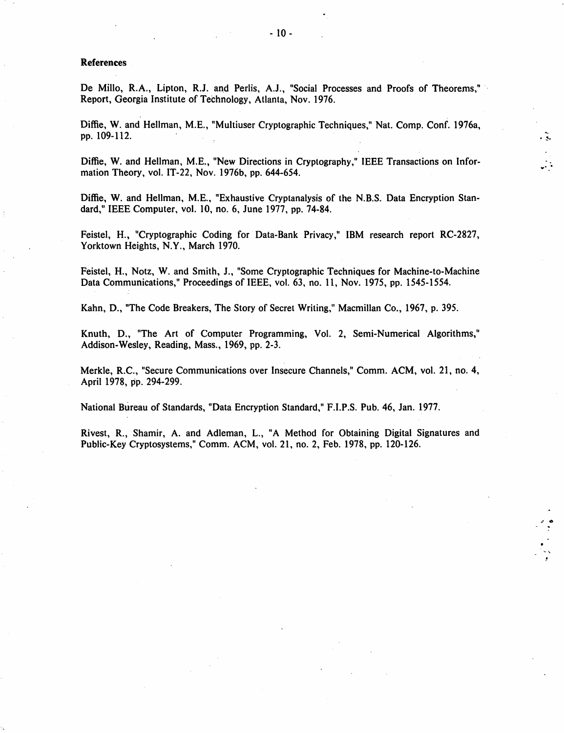## References

De Millo, R.A., Lipton, R.J. and Perlis, A.J., "Social Processes and Proofs of Theorems," Report, Georgia Institute of Technology, Atlanta, Nov. 1976.

Diffie, W. and Hellman, M.E., "Multiuser Cryptographic Techniques," Nat. Comp. Conf. 1976a, pp. 109-112.

Diffie, W. and Hellman, M.E., "New Directions in Cryptography," IEEE Transactions on Information Theory, vol. IT-22, Nov. 1976b, pp. 644-654.

Diffie, W. and Hellman, M.E., "Exhaustive Cryptanalysis of the N.B.S. Data Encryption Standard," IEEE Computer, vol. 10, no. 6, June 1977, pp. 74-84.

Feistel, H., "Cryptographic Coding for Data-Bank Privacy," IBM research report RC-2827, Yorktown Heights, N.Y., March 1970.

Feistel, H., Notz, W. and Smith, J., "Some Cryptographic Techniques for Machine-to-Machine Data Communications," Proceedings of IEEE, vol. 63, no. 11, Nov. 1975, pp. 1545-1554.

Kahn, D., "The Code Breakers, The Story of Secret Writing," Macmillan Co., 1967, p. 395.

Knuth, D., "The Art of Computer Programming, Vol. 2, Semi-Numerical Algorithms," Addison-Wesley, Reading, Mass., 1969, pp. 2-3.

Merkle, R.C., "Secure Communications over Insecure Channels," Comm. ACM, vol. 21, no. 4, April 1978, pp. 294-299.

National Bureau of Standards, "Data Encryption Standard," F.I.P.S. Pub. 46, Jan. 1977.

Rivest, R., Shamir, A. and Adleman, L., "A Method for Obtaining Digital Signatures and Public-Key Cryptosystems," Comm. ACM, vol. 21, no. 2, Feb. 1978, pp. 120-126.